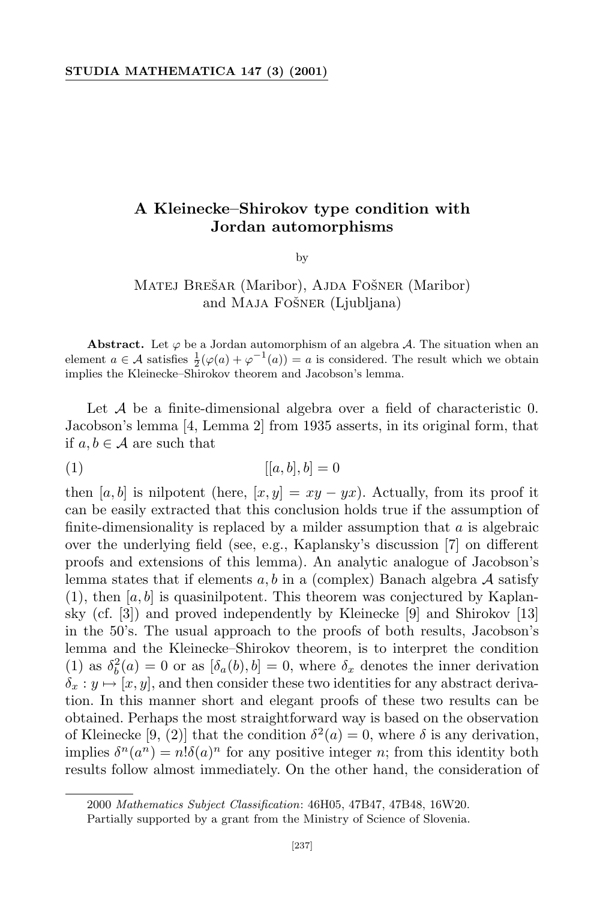# A Kleinecke–Shirokov type condition with Jordan automorphisms

by

Matej Brešar (Maribor), Ajda Fošner (Maribor) and Maja Fošner (Ljubljana)

**Abstract.** Let $\varphi$ be a Jordan automorphism of an algebra $\mathcal{A}$. The situation when an element $a \in \mathcal{A}$ satisfies $\frac{1}{2}(\varphi(a) + \varphi^{-1}(a)) = a$ is considered. The result which we obtain implies the Kleinecke–Shirokov theorem and Jacobson's lemma.

Let $\mathcal{A}$ be a finite-dimensional algebra over a field of characteristic 0. Jacobson's lemma [4, Lemma 2] from 1935 asserts, in its original form, that if $a, b \in \mathcal{A}$ are such that

$$[[a, b], b] = 0 \tag{1}$$

then $[a, b]$ is nilpotent (here, $[x, y] = xy - yx$). Actually, from its proof it can be easily extracted that this conclusion holds true if the assumption of finite-dimensionality is replaced by a milder assumption that $a$ is algebraic over the underlying field (see, e.g., Kaplansky's discussion [7] on different proofs and extensions of this lemma). An analytic analogue of Jacobson's lemma states that if elements $a, b$ in a (complex) Banach algebra $\mathcal{A}$ satisfy (1), then $[a, b]$ is quasinilpotent. This theorem was conjectured by Kaplansky (cf. [3]) and proved independently by Kleinecke [9] and Shirokov [13] in the 50's. The usual approach to the proofs of both results, Jacobson's lemma and the Kleinecke–Shirokov theorem, is to interpret the condition (1) as $\delta_b^2(a) = 0$ or as $[\delta_a(b), b] = 0$, where $\delta_x$ denotes the inner derivation $\delta_x : y \mapsto [x, y]$, and then consider these two identities for any abstract derivation. In this manner short and elegant proofs of these two results can be obtained. Perhaps the most straightforward way is based on the observation of Kleinecke [9, (2)] that the condition $\delta^2(a) = 0$, where $\delta$ is any derivation, implies $\delta^n(a^n) = n!\delta(a)^n$ for any positive integer $n$; from this identity both results follow almost immediately. On the other hand, the consideration of

---

2000 *Mathematics Subject Classification*: 46H05, 47B47, 47B48, 16W20.

Partially supported by a grant from the Ministry of Science of Slovenia.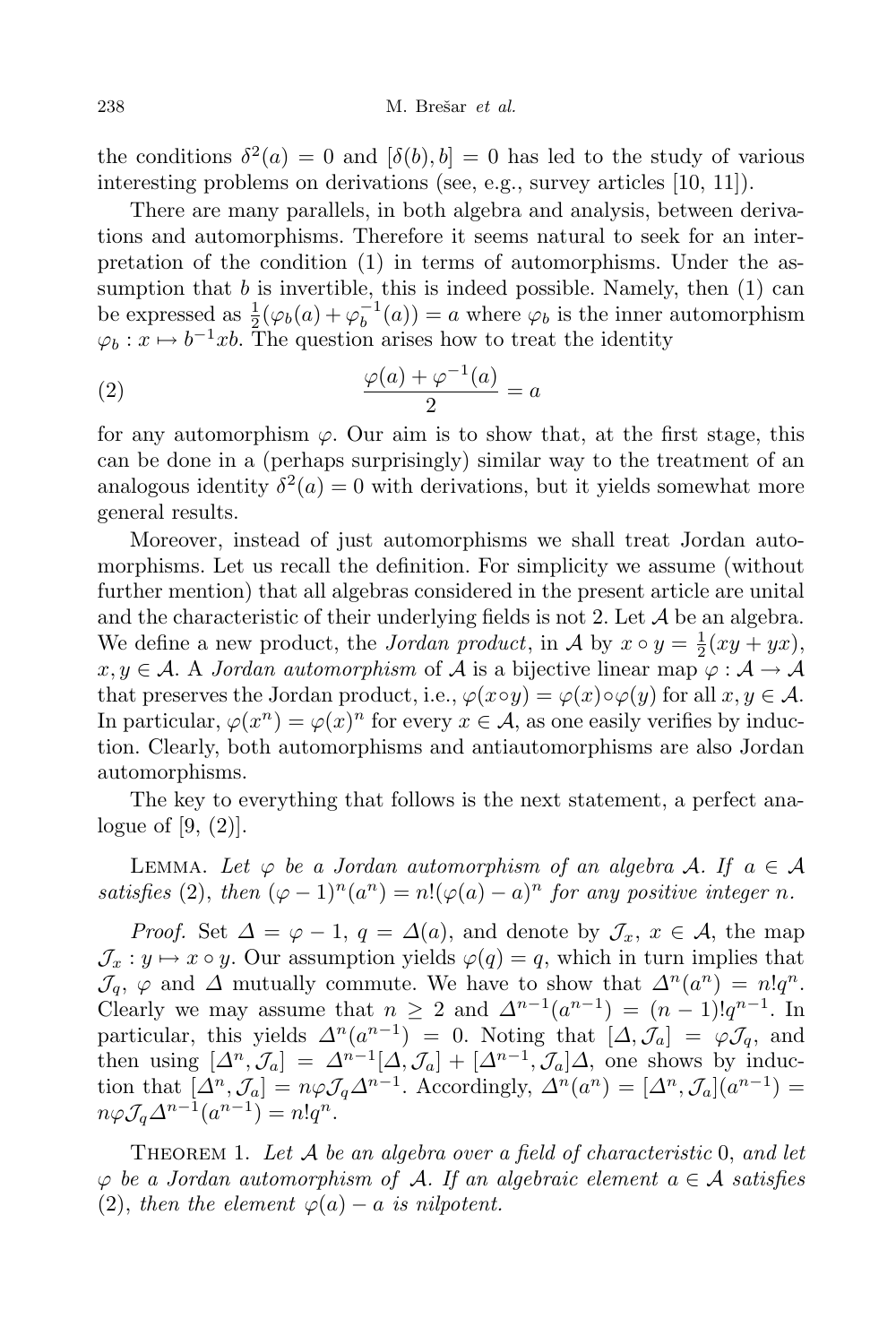the conditions $\delta^2(a) = 0$ and $[\delta(b), b] = 0$ has led to the study of various interesting problems on derivations (see, e.g., survey articles [10, 11]).

There are many parallels, in both algebra and analysis, between derivations and automorphisms. Therefore it seems natural to seek for an interpretation of the condition (1) in terms of automorphisms. Under the assumption that $b$ is invertible, this is indeed possible. Namely, then (1) can be expressed as $\frac{1}{2}(\varphi_b(a) + \varphi_b^{-1}(a)) = a$ where $\varphi_b$ is the inner automorphism $\varphi_b : x \mapsto b^{-1}xb$. The question arises how to treat the identity

$$\frac{\varphi(a) + \varphi^{-1}(a)}{2} = a \tag{2}$$

for any automorphism $\varphi$. Our aim is to show that, at the first stage, this can be done in a (perhaps surprisingly) similar way to the treatment of an analogous identity $\delta^2(a) = 0$ with derivations, but it yields somewhat more general results.

Moreover, instead of just automorphisms we shall treat Jordan automorphisms. Let us recall the definition. For simplicity we assume (without further mention) that all algebras considered in the present article are unital and the characteristic of their underlying fields is not 2. Let $\mathcal{A}$ be an algebra. We define a new product, the *Jordan product*, in $\mathcal{A}$ by $x \circ y = \frac{1}{2}(xy + yx)$, $x, y \in \mathcal{A}$. A *Jordan automorphism* of $\mathcal{A}$ is a bijective linear map $\varphi : \mathcal{A} \to \mathcal{A}$ that preserves the Jordan product, i.e., $\varphi(x \circ y) = \varphi(x) \circ \varphi(y)$ for all $x, y \in \mathcal{A}$. In particular, $\varphi(x^n) = \varphi(x)^n$ for every $x \in \mathcal{A}$, as one easily verifies by induction. Clearly, both automorphisms and antiautomorphisms are also Jordan automorphisms.

The key to everything that follows is the next statement, a perfect analogue of [9, (2)].

Lemma. *Let $\varphi$ be a Jordan automorphism of an algebra $\mathcal{A}$. If $a \in \mathcal{A}$ satisfies* (2), *then $(\varphi - 1)^n(a^n) = n!(\varphi(a) - a)^n$ for any positive integer $n$.*

*Proof.* Set $\Delta = \varphi - 1$, $q = \Delta(a)$, and denote by $\mathcal{J}_x$, $x \in \mathcal{A}$, the map $\mathcal{J}_x : y \mapsto x \circ y$. Our assumption yields $\varphi(q) = q$, which in turn implies that $\mathcal{J}_q$, $\varphi$ and $\Delta$ mutually commute. We have to show that $\Delta^n(a^n) = n!q^n$. Clearly we may assume that $n \geq 2$ and $\Delta^{n-1}(a^{n-1}) = (n-1)!q^{n-1}$. In particular, this yields $\Delta^n(a^{n-1}) = 0$. Noting that $[\Delta, \mathcal{J}_a] = \varphi\mathcal{J}_q$, and then using $[\Delta^n, \mathcal{J}_a] = \Delta^{n-1}[\Delta, \mathcal{J}_a] + [\Delta^{n-1}, \mathcal{J}_a]\Delta$, one shows by induction that $[\Delta^n, \mathcal{J}_a] = n\varphi\mathcal{J}_q\Delta^{n-1}$. Accordingly, $\Delta^n(a^n) = [\Delta^n, \mathcal{J}_a](a^{n-1}) = n\varphi\mathcal{J}_q\Delta^{n-1}(a^{n-1}) = n!q^n$.

Theorem 1. *Let $\mathcal{A}$ be an algebra over a field of characteristic* 0, *and let $\varphi$ be a Jordan automorphism of $\mathcal{A}$. If an algebraic element $a \in \mathcal{A}$ satisfies* (2), *then the element $\varphi(a) - a$ is nilpotent.*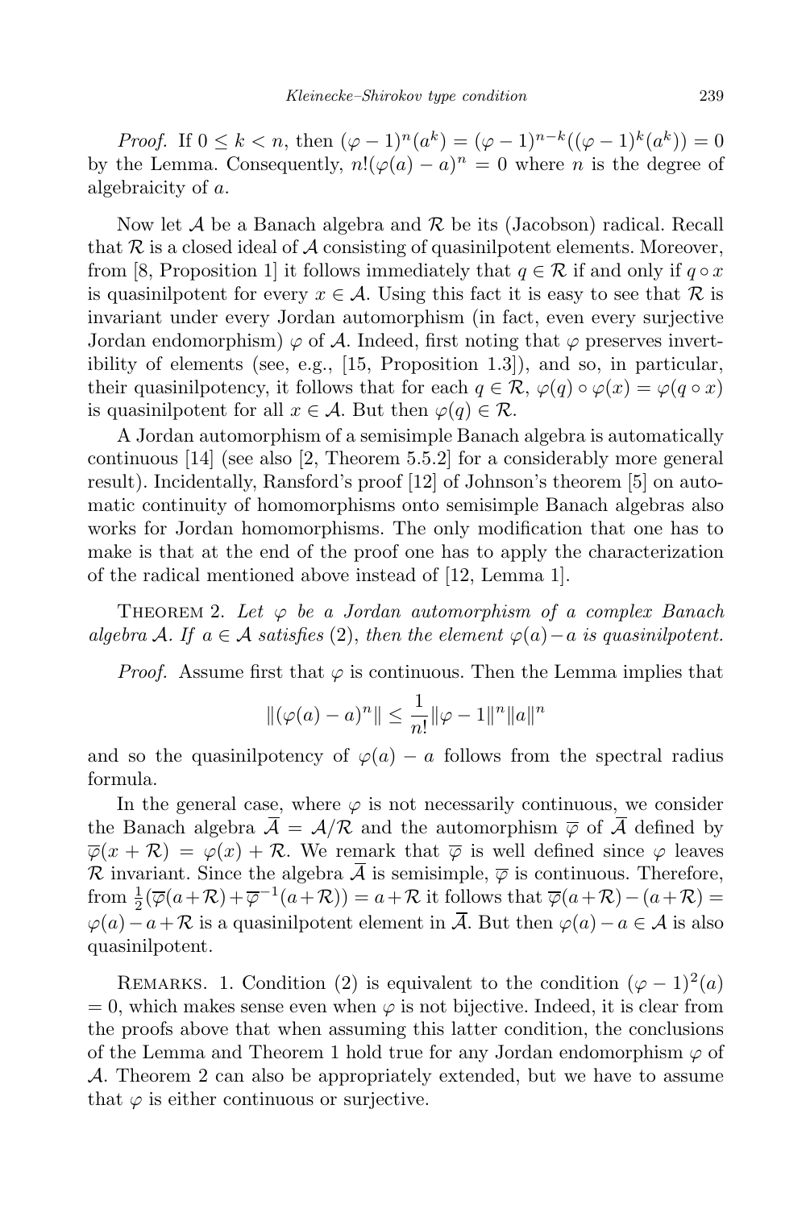*Proof.* If $0 \le k < n$, then $(\varphi - 1)^n(a^k) = (\varphi - 1)^{n-k}((\varphi - 1)^k(a^k)) = 0$ by the Lemma. Consequently, $n!(\varphi(a) - a)^n = 0$ where $n$ is the degree of algebraicity of $a$.

Now let $\mathcal{A}$ be a Banach algebra and $\mathcal{R}$ be its (Jacobson) radical. Recall that $\mathcal{R}$ is a closed ideal of $\mathcal{A}$ consisting of quasinilpotent elements. Moreover, from [8, Proposition 1] it follows immediately that $q \in \mathcal{R}$ if and only if $q \circ x$ is quasinilpotent for every $x \in \mathcal{A}$. Using this fact it is easy to see that $\mathcal{R}$ is invariant under every Jordan automorphism (in fact, even every surjective Jordan endomorphism) $\varphi$ of $\mathcal{A}$. Indeed, first noting that $\varphi$ preserves invertibility of elements (see, e.g., [15, Proposition 1.3]), and so, in particular, their quasinilpotency, it follows that for each $q \in \mathcal{R}$, $\varphi(q) \circ \varphi(x) = \varphi(q \circ x)$ is quasinilpotent for all $x \in \mathcal{A}$. But then $\varphi(q) \in \mathcal{R}$.

A Jordan automorphism of a semisimple Banach algebra is automatically continuous [14] (see also [2, Theorem 5.5.2] for a considerably more general result). Incidentally, Ransford's proof [12] of Johnson's theorem [5] on automatic continuity of homomorphisms onto semisimple Banach algebras also works for Jordan homomorphisms. The only modification that one has to make is that at the end of the proof one has to apply the characterization of the radical mentioned above instead of [12, Lemma 1].

Theorem 2. *Let $\varphi$ be a Jordan automorphism of a complex Banach algebra $\mathcal{A}$. If $a \in \mathcal{A}$ satisfies* (2), *then the element $\varphi(a) - a$ is quasinilpotent.*

*Proof.* Assume first that $\varphi$ is continuous. Then the Lemma implies that

$$\|(\varphi(a) - a)^n\| \le \frac{1}{n!}\|\varphi - 1\|^n \|a\|^n$$

and so the quasinilpotency of $\varphi(a) - a$ follows from the spectral radius formula.

In the general case, where $\varphi$ is not necessarily continuous, we consider the Banach algebra $\overline{\mathcal{A}} = \mathcal{A}/\mathcal{R}$ and the automorphism $\overline{\varphi}$ of $\overline{\mathcal{A}}$ defined by $\overline{\varphi}(x + \mathcal{R}) = \varphi(x) + \mathcal{R}$. We remark that $\overline{\varphi}$ is well defined since $\varphi$ leaves $\mathcal{R}$ invariant. Since the algebra $\overline{\mathcal{A}}$ is semisimple, $\overline{\varphi}$ is continuous. Therefore, from $\frac{1}{2}(\overline{\varphi}(a+\mathcal{R}) + \overline{\varphi}^{-1}(a+\mathcal{R})) = a + \mathcal{R}$ it follows that $\overline{\varphi}(a+\mathcal{R}) - (a+\mathcal{R}) = \varphi(a) - a + \mathcal{R}$ is a quasinilpotent element in $\overline{\mathcal{A}}$. But then $\varphi(a) - a \in \mathcal{A}$ is also quasinilpotent.

Remarks. 1. Condition (2) is equivalent to the condition $(\varphi - 1)^2(a) = 0$, which makes sense even when $\varphi$ is not bijective. Indeed, it is clear from the proofs above that when assuming this latter condition, the conclusions of the Lemma and Theorem 1 hold true for any Jordan endomorphism $\varphi$ of $\mathcal{A}$. Theorem 2 can also be appropriately extended, but we have to assume that $\varphi$ is either continuous or surjective.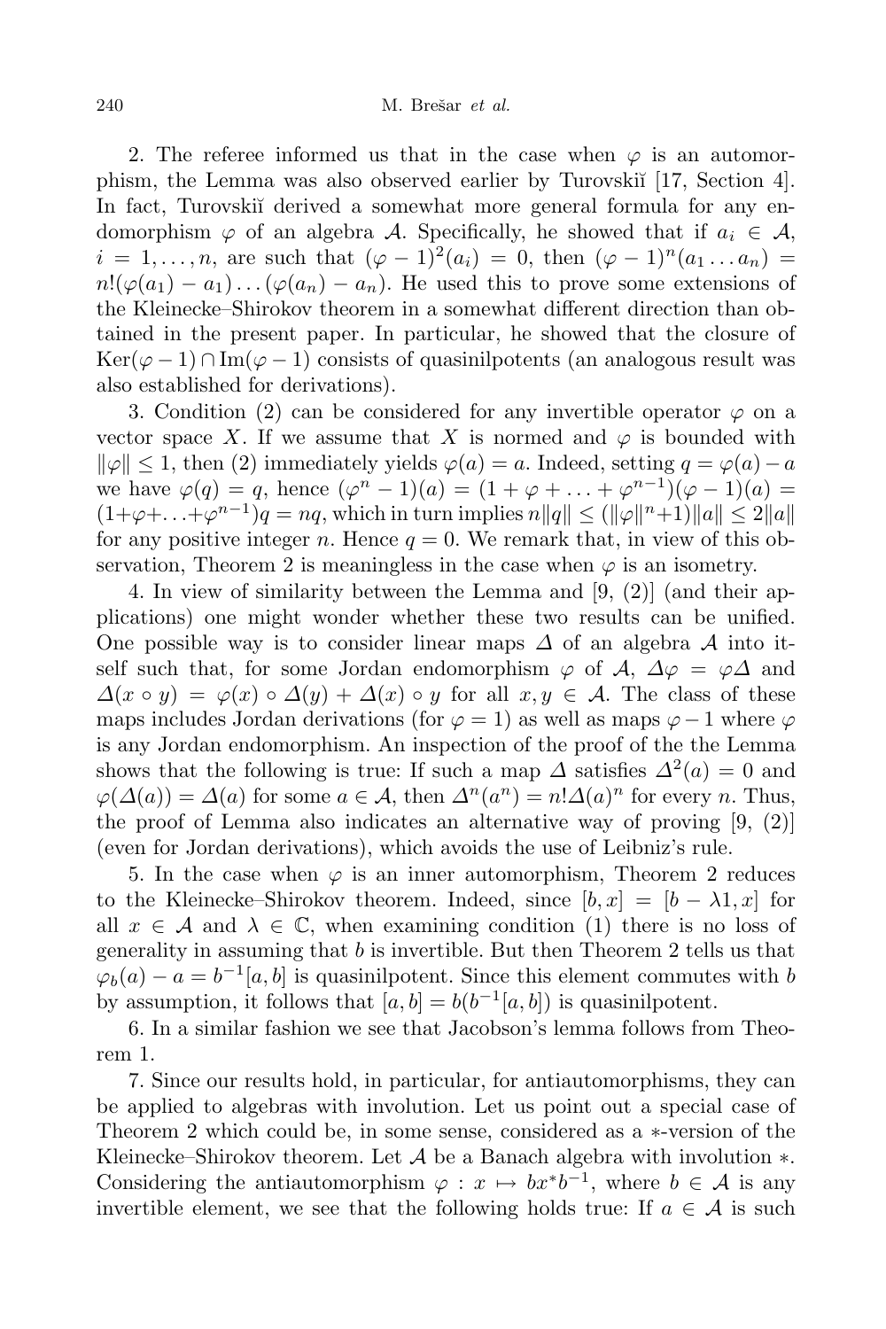2. The referee informed us that in the case when $\varphi$ is an automorphism, the Lemma was also observed earlier by Turovskiĭ [17, Section 4]. In fact, Turovskiĭ derived a somewhat more general formula for any endomorphism $\varphi$ of an algebra $\mathcal{A}$. Specifically, he showed that if $a_i \in \mathcal{A}$, $i = 1, \ldots, n$, are such that $(\varphi - 1)^2(a_i) = 0$, then $(\varphi - 1)^n(a_1 \ldots a_n) = n!(\varphi(a_1) - a_1) \ldots (\varphi(a_n) - a_n)$. He used this to prove some extensions of the Kleinecke–Shirokov theorem in a somewhat different direction than obtained in the present paper. In particular, he showed that the closure of $\operatorname{Ker}(\varphi - 1) \cap \operatorname{Im}(\varphi - 1)$ consists of quasinilpotents (an analogous result was also established for derivations).

3. Condition (2) can be considered for any invertible operator $\varphi$ on a vector space $X$. If we assume that $X$ is normed and $\varphi$ is bounded with $\|\varphi\| \leq 1$, then (2) immediately yields $\varphi(a) = a$. Indeed, setting $q = \varphi(a) - a$ we have $\varphi(q) = q$, hence $(\varphi^n - 1)(a) = (1 + \varphi + \ldots + \varphi^{n-1})(\varphi - 1)(a) = (1+\varphi+\ldots+\varphi^{n-1})q = nq$, which in turn implies $n\|q\| \leq (\|\varphi\|^n+1)\|a\| \leq 2\|a\|$ for any positive integer $n$. Hence $q = 0$. We remark that, in view of this observation, Theorem 2 is meaningless in the case when $\varphi$ is an isometry.

4. In view of similarity between the Lemma and [9, (2)] (and their applications) one might wonder whether these two results can be unified. One possible way is to consider linear maps $\Delta$ of an algebra $\mathcal{A}$ into itself such that, for some Jordan endomorphism $\varphi$ of $\mathcal{A}$, $\Delta\varphi = \varphi\Delta$ and $\Delta(x \circ y) = \varphi(x) \circ \Delta(y) + \Delta(x) \circ y$ for all $x, y \in \mathcal{A}$. The class of these maps includes Jordan derivations (for $\varphi = 1$) as well as maps $\varphi - 1$ where $\varphi$ is any Jordan endomorphism. An inspection of the proof of the the Lemma shows that the following is true: If such a map $\Delta$ satisfies $\Delta^2(a) = 0$ and $\varphi(\Delta(a)) = \Delta(a)$ for some $a \in \mathcal{A}$, then $\Delta^n(a^n) = n!\Delta(a)^n$ for every $n$. Thus, the proof of Lemma also indicates an alternative way of proving [9, (2)] (even for Jordan derivations), which avoids the use of Leibniz's rule.

5. In the case when $\varphi$ is an inner automorphism, Theorem 2 reduces to the Kleinecke–Shirokov theorem. Indeed, since $[b, x] = [b - \lambda 1, x]$ for all $x \in \mathcal{A}$ and $\lambda \in \mathbb{C}$, when examining condition (1) there is no loss of generality in assuming that $b$ is invertible. But then Theorem 2 tells us that $\varphi_b(a) - a = b^{-1}[a, b]$ is quasinilpotent. Since this element commutes with $b$ by assumption, it follows that $[a, b] = b(b^{-1}[a, b])$ is quasinilpotent.

6. In a similar fashion we see that Jacobson's lemma follows from Theorem 1.

7. Since our results hold, in particular, for antiautomorphisms, they can be applied to algebras with involution. Let us point out a special case of Theorem 2 which could be, in some sense, considered as a $*$-version of the Kleinecke–Shirokov theorem. Let $\mathcal{A}$ be a Banach algebra with involution $*$. Considering the antiautomorphism $\varphi : x \mapsto bx^*b^{-1}$, where $b \in \mathcal{A}$ is any invertible element, we see that the following holds true: If $a \in \mathcal{A}$ is such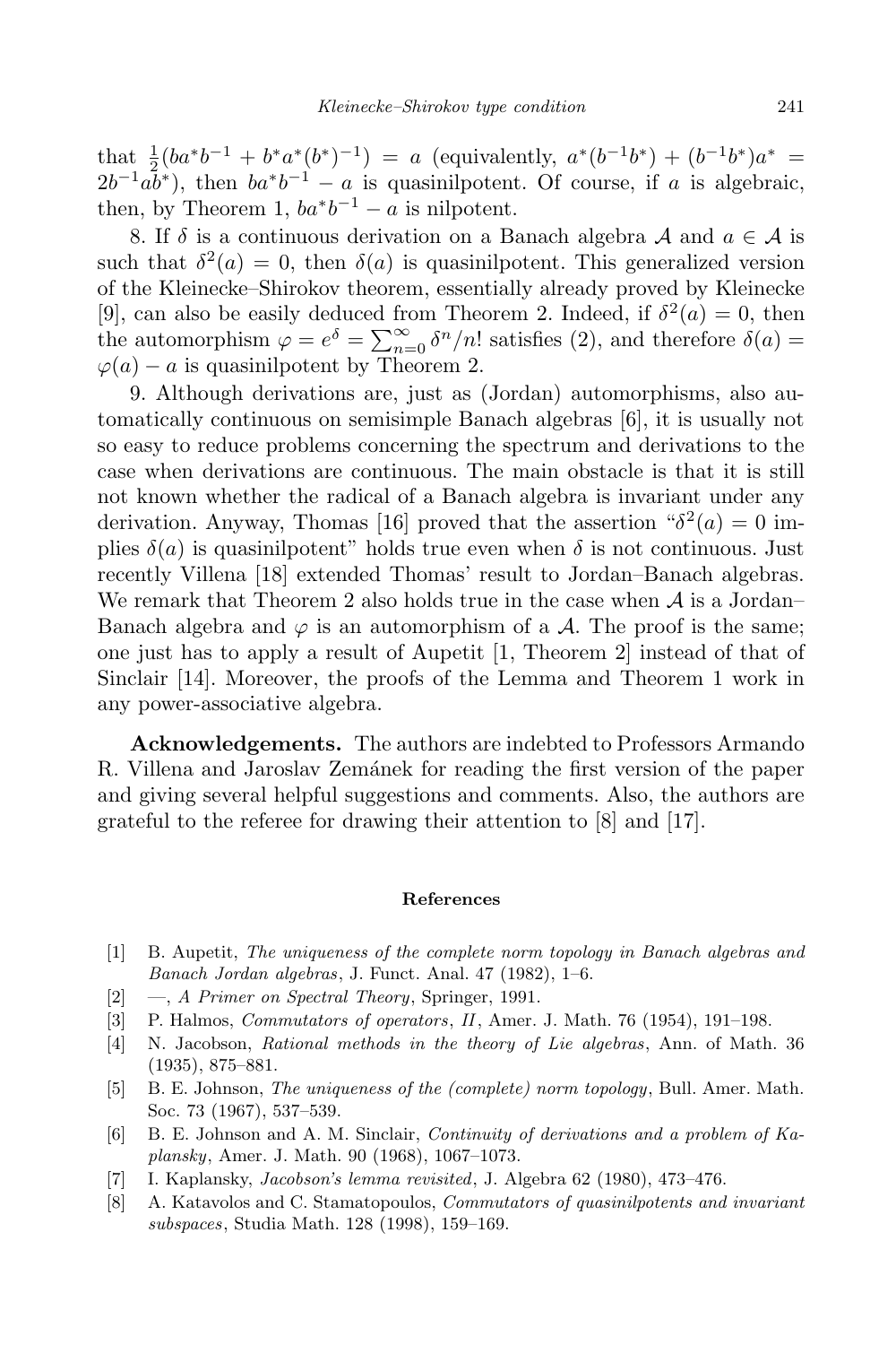that $\frac{1}{2}(ba^*b^{-1} + b^*a^*(b^*)^{-1}) = a$ (equivalently, $a^*(b^{-1}b^*) + (b^{-1}b^*)a^* = 2b^{-1}ab^*$), then $ba^*b^{-1} - a$ is quasinilpotent. Of course, if $a$ is algebraic, then, by Theorem 1, $ba^*b^{-1} - a$ is nilpotent.

8. If $\delta$ is a continuous derivation on a Banach algebra $\mathcal{A}$ and $a \in \mathcal{A}$ is such that $\delta^2(a) = 0$, then $\delta(a)$ is quasinilpotent. This generalized version of the Kleinecke–Shirokov theorem, essentially already proved by Kleinecke [9], can also be easily deduced from Theorem 2. Indeed, if $\delta^2(a) = 0$, then the automorphism $\varphi = e^{\delta} = \sum_{n=0}^{\infty} \delta^n/n!$ satisfies (2), and therefore $\delta(a) = \varphi(a) - a$ is quasinilpotent by Theorem 2.

9. Although derivations are, just as (Jordan) automorphisms, also automatically continuous on semisimple Banach algebras [6], it is usually not so easy to reduce problems concerning the spectrum and derivations to the case when derivations are continuous. The main obstacle is that it is still not known whether the radical of a Banach algebra is invariant under any derivation. Anyway, Thomas [16] proved that the assertion "$\delta^2(a) = 0$ implies $\delta(a)$ is quasinilpotent" holds true even when $\delta$ is not continuous. Just recently Villena [18] extended Thomas' result to Jordan–Banach algebras. We remark that Theorem 2 also holds true in the case when $\mathcal{A}$ is a Jordan–Banach algebra and $\varphi$ is an automorphism of a $\mathcal{A}$. The proof is the same; one just has to apply a result of Aupetit [1, Theorem 2] instead of that of Sinclair [14]. Moreover, the proofs of the Lemma and Theorem 1 work in any power-associative algebra.

**Acknowledgements.** The authors are indebted to Professors Armando R. Villena and Jaroslav Zemánek for reading the first version of the paper and giving several helpful suggestions and comments. Also, the authors are grateful to the referee for drawing their attention to [8] and [17].

## References

[1] B. Aupetit, *The uniqueness of the complete norm topology in Banach algebras and Banach Jordan algebras*, J. Funct. Anal. 47 (1982), 1–6.

[2] —, *A Primer on Spectral Theory*, Springer, 1991.

[3] P. Halmos, *Commutators of operators*, *II*, Amer. J. Math. 76 (1954), 191–198.

[4] N. Jacobson, *Rational methods in the theory of Lie algebras*, Ann. of Math. 36 (1935), 875–881.

[5] B. E. Johnson, *The uniqueness of the (complete) norm topology*, Bull. Amer. Math. Soc. 73 (1967), 537–539.

[6] B. E. Johnson and A. M. Sinclair, *Continuity of derivations and a problem of Kaplansky*, Amer. J. Math. 90 (1968), 1067–1073.

[7] I. Kaplansky, *Jacobson's lemma revisited*, J. Algebra 62 (1980), 473–476.

[8] A. Katavolos and C. Stamatopoulos, *Commutators of quasinilpotents and invariant subspaces*, Studia Math. 128 (1998), 159–169.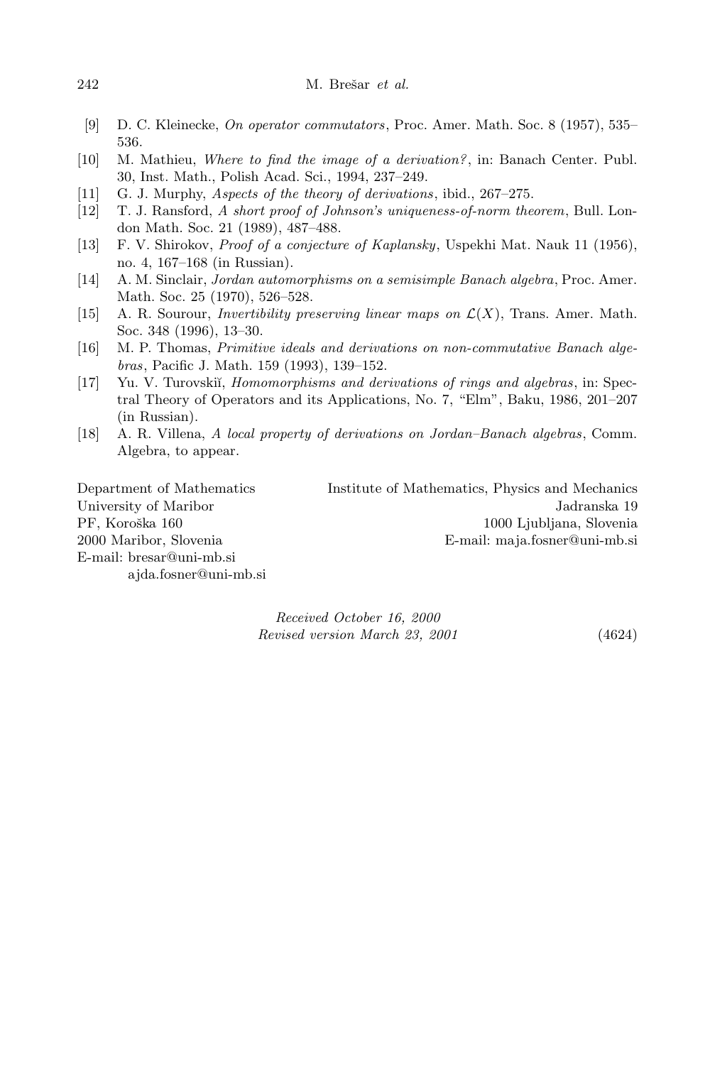[9] D. C. Kleinecke, *On operator commutators*, Proc. Amer. Math. Soc. 8 (1957), 535–536.

[10] M. Mathieu, *Where to find the image of a derivation?*, in: Banach Center. Publ. 30, Inst. Math., Polish Acad. Sci., 1994, 237–249.

[11] G. J. Murphy, *Aspects of the theory of derivations*, ibid., 267–275.

[12] T. J. Ransford, *A short proof of Johnson's uniqueness-of-norm theorem*, Bull. London Math. Soc. 21 (1989), 487–488.

[13] F. V. Shirokov, *Proof of a conjecture of Kaplansky*, Uspekhi Mat. Nauk 11 (1956), no. 4, 167–168 (in Russian).

[14] A. M. Sinclair, *Jordan automorphisms on a semisimple Banach algebra*, Proc. Amer. Math. Soc. 25 (1970), 526–528.

[15] A. R. Sourour, *Invertibility preserving linear maps on $\mathcal{L}(X)$*, Trans. Amer. Math. Soc. 348 (1996), 13–30.

[16] M. P. Thomas, *Primitive ideals and derivations on non-commutative Banach algebras*, Pacific J. Math. 159 (1993), 139–152.

[17] Yu. V. Turovskiĭ, *Homomorphisms and derivations of rings and algebras*, in: Spectral Theory of Operators and its Applications, No. 7, "Elm", Baku, 1986, 201–207 (in Russian).

[18] A. R. Villena, *A local property of derivations on Jordan–Banach algebras*, Comm. Algebra, to appear.

Department of Mathematics
University of Maribor
PF, Koroška 160
2000 Maribor, Slovenia
E-mail: bresar@uni-mb.si
ajda.fosner@uni-mb.si

Institute of Mathematics, Physics and Mechanics
Jadranska 19
1000 Ljubljana, Slovenia
E-mail: maja.fosner@uni-mb.si

*Received October 16, 2000*
*Revised version March 23, 2001* (4624)